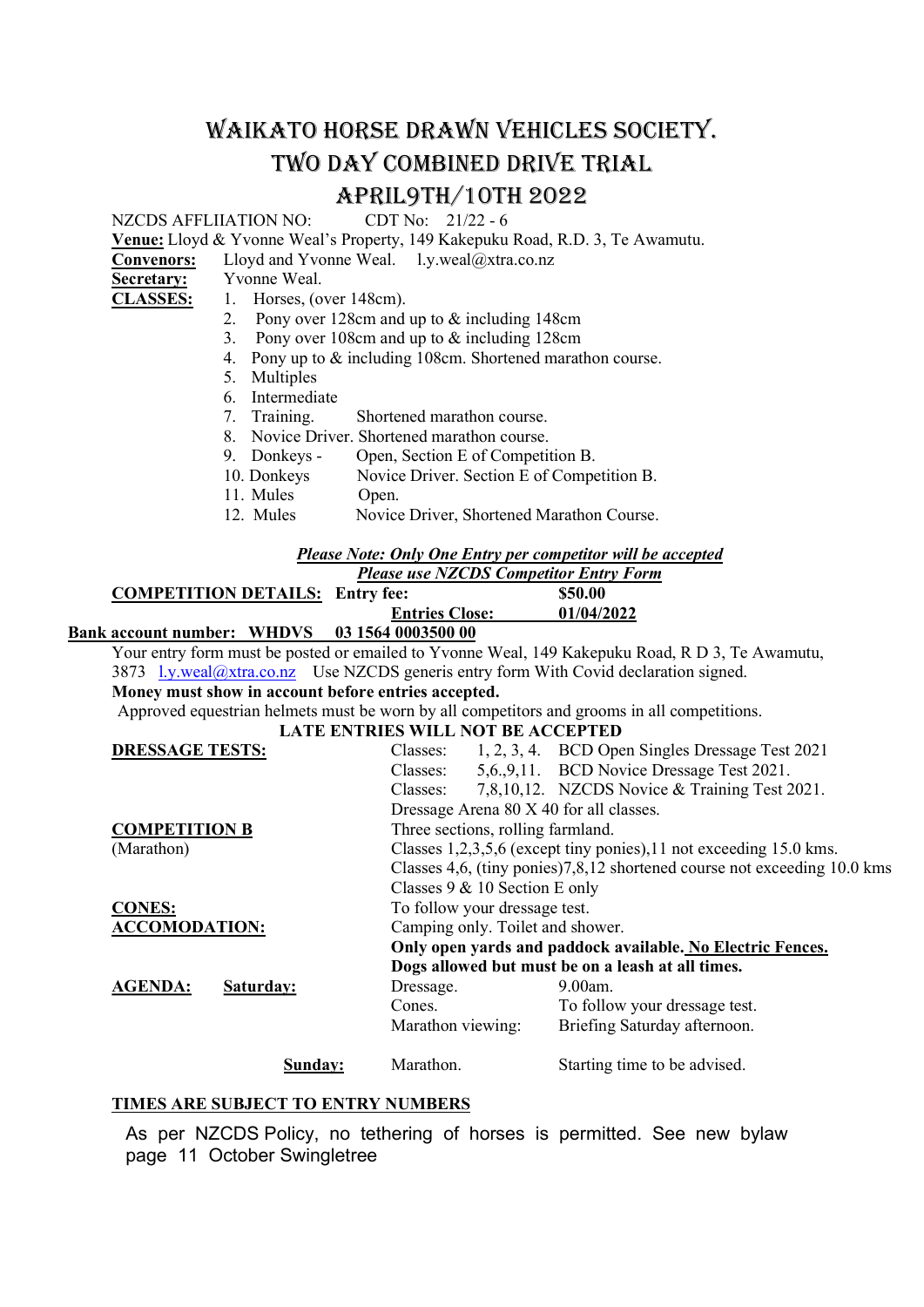# WAIKATO HORSE DRAWN VEHICLES SOCIETY.

# TWO DAY COMBINED DRIVE TRIAL

# APRIL9TH/10TH 2022

NZCDS AFFLIIATION NO: CDT No: 21/22 - 6

**Venue:** Lloyd & Yvonne Weal's Property, 149 Kakepuku Road, R.D. 3, Te Awamutu.

**Convenors:** Lloyd and Yvonne Weal. l.y.weal@xtra.co.nz

**Secretary:** Yvonne Weal.

**CLASSES:**

1. Horses, (over 148cm).
2. Pony over 128cm and up to & including 148cm
3. Pony over 108cm and up to & including 128cm
4. Pony up to & including 108cm. Shortened marathon course.
5. Multiples
6. Intermediate
7. Training. Shortened marathon course.
8. Novice Driver. Shortened marathon course.
9. Donkeys - Open, Section E of Competition B.
10. Donkeys Novice Driver. Section E of Competition B.
11. Mules Open.
12. Mules Novice Driver, Shortened Marathon Course.

***Please Note: Only One Entry per competitor will be accepted***

***Please use NZCDS Competitor Entry Form***

**COMPETITION DETAILS: Entry fee: $50.00**

**Entries Close: 01/04/2022**

**Bank account number: WHDVS 03 1564 0003500 00**

Your entry form must be posted or emailed to Yvonne Weal, 149 Kakepuku Road, R D 3, Te Awamutu, 3873 l.y.weal@xtra.co.nz Use NZCDS generis entry form With Covid declaration signed.

**Money must show in account before entries accepted.**

Approved equestrian helmets must be worn by all competitors and grooms in all competitions.

**LATE ENTRIES WILL NOT BE ACCEPTED**

**DRESSAGE TESTS:**
- Classes: 1, 2, 3, 4. BCD Open Singles Dressage Test 2021
- Classes: 5,6.,9,11. BCD Novice Dressage Test 2021.
- Classes: 7,8,10,12. NZCDS Novice & Training Test 2021.
- Dressage Arena 80 X 40 for all classes.

**COMPETITION B** (Marathon)
- Three sections, rolling farmland.
- Classes 1,2,3,5,6 (except tiny ponies),11 not exceeding 15.0 kms.
- Classes 4,6, (tiny ponies)7,8,12 shortened course not exceeding 10.0 kms
- Classes 9 & 10 Section E only

**CONES:** To follow your dressage test.

**ACCOMODATION:** Camping only. Toilet and shower.
**Only open yards and paddock available. No Electric Fences.**
**Dogs allowed but must be on a leash at all times.**

**AGENDA:**

| | | |
|---|---|---|
| **Saturday:** | Dressage. | 9.00am. |
| | Cones. | To follow your dressage test. |
| | Marathon viewing: | Briefing Saturday afternoon. |
| **Sunday:** | Marathon. | Starting time to be advised. |

**TIMES ARE SUBJECT TO ENTRY NUMBERS**

As per NZCDS Policy, no tethering of horses is permitted. See new bylaw page 11 October Swingletree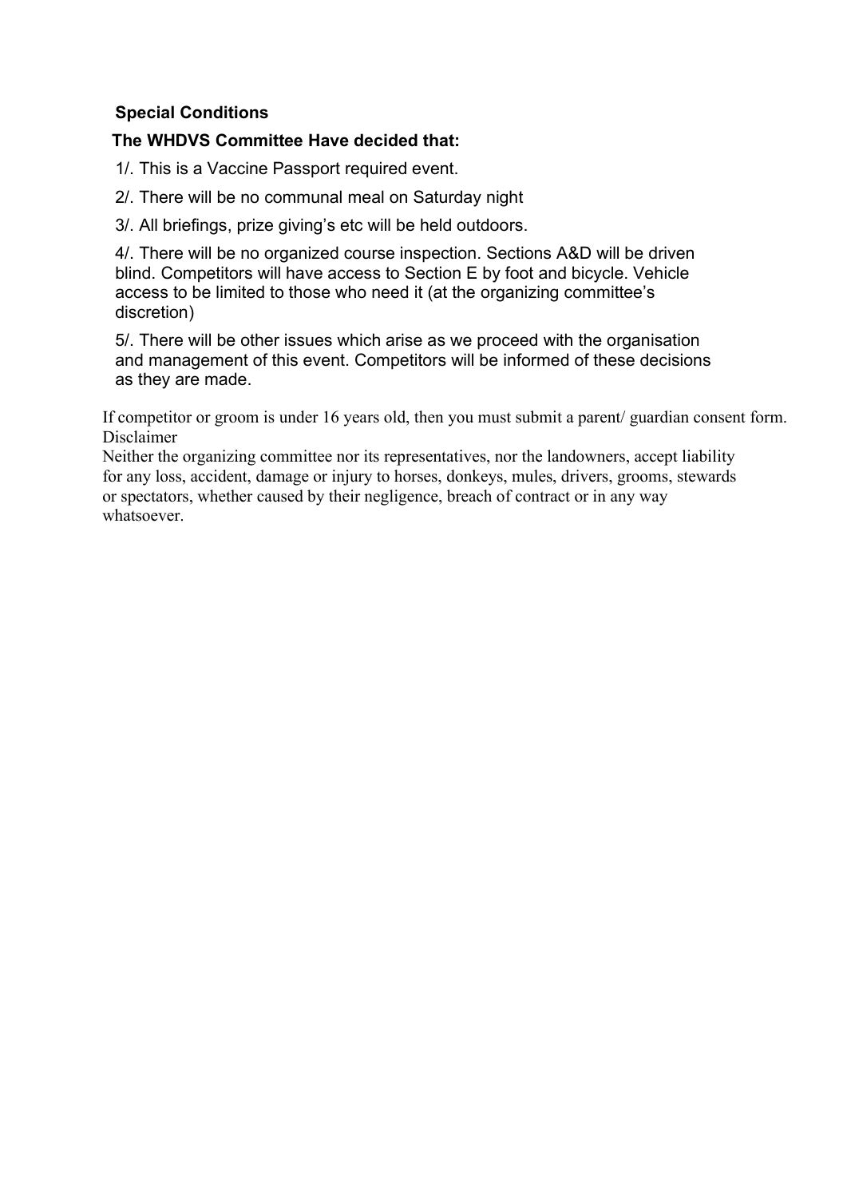**Special Conditions**

**The WHDVS Committee Have decided that:**

1/. This is a Vaccine Passport required event.

2/. There will be no communal meal on Saturday night

3/. All briefings, prize giving's etc will be held outdoors.

4/. There will be no organized course inspection. Sections A&D will be driven blind. Competitors will have access to Section E by foot and bicycle. Vehicle access to be limited to those who need it (at the organizing committee's discretion)

5/. There will be other issues which arise as we proceed with the organisation and management of this event. Competitors will be informed of these decisions as they are made.

If competitor or groom is under 16 years old, then you must submit a parent/ guardian consent form.
Disclaimer
Neither the organizing committee nor its representatives, nor the landowners, accept liability for any loss, accident, damage or injury to horses, donkeys, mules, drivers, grooms, stewards or spectators, whether caused by their negligence, breach of contract or in any way whatsoever.